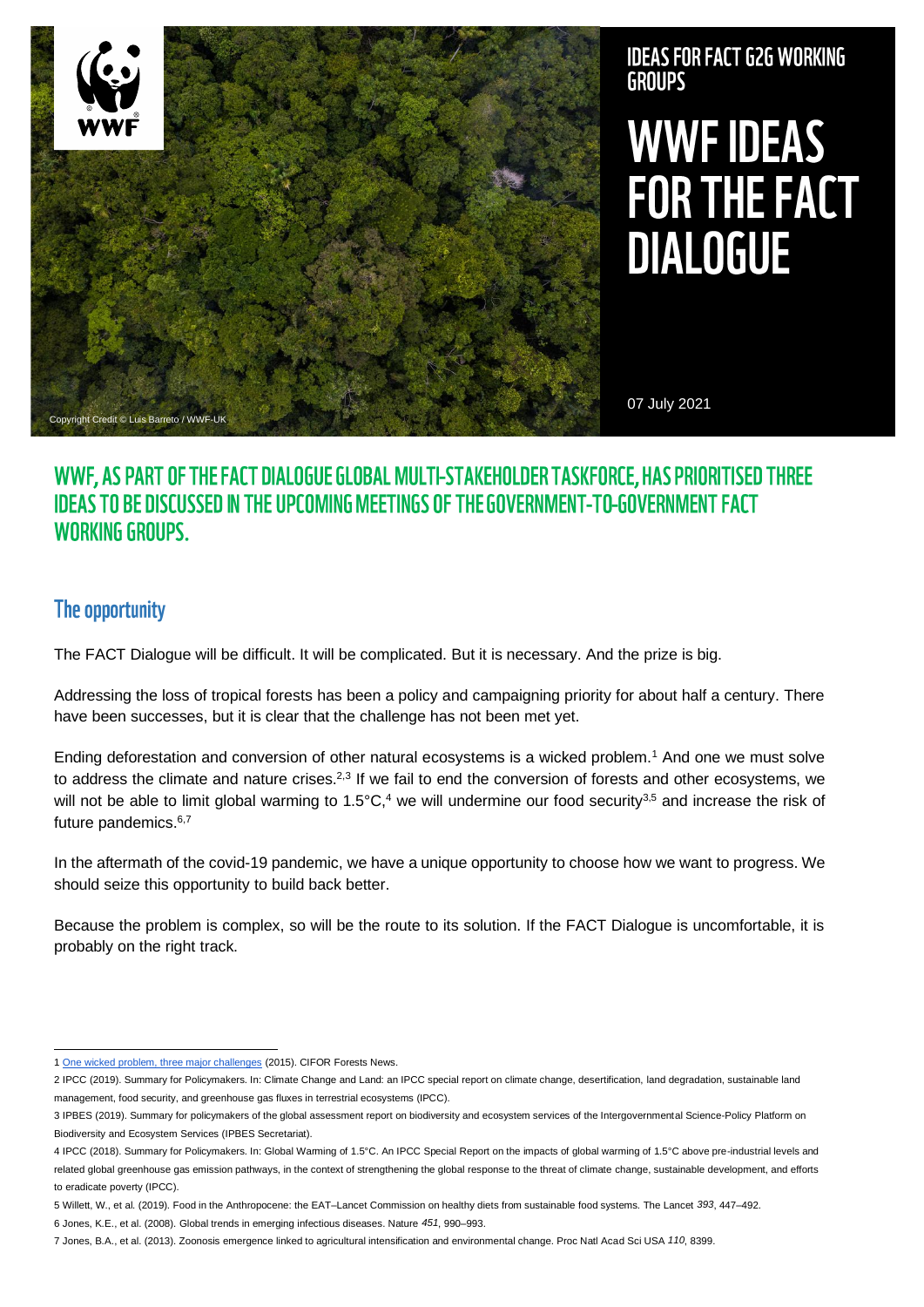WWF

IDEAS FOR FACT G2G WORKING GROUPS

# WWF IDEAS FOR THE FACT DIALOGUE

07 July 2021

Copyright Credit © Luis Barreto / WWF-UK

## WWF, AS PART OF THE FACT DIALOGUE GLOBAL MULTI-STAKEHOLDER TASKFORCE, HAS PRIORITISED THREE IDEAS TO BE DISCUSSED IN THE UPCOMING MEETINGS OF THE GOVERNMENT-TO-GOVERNMENT FACT WORKING GROUPS.

### The opportunity

The FACT Dialogue will be difficult. It will be complicated. But it is necessary. And the prize is big.

Addressing the loss of tropical forests has been a policy and campaigning priority for about half a century. There have been successes, but it is clear that the challenge has not been met yet.

Ending deforestation and conversion of other natural ecosystems is a wicked problem.[1] And one we must solve to address the climate and nature crises.[2,3] If we fail to end the conversion of forests and other ecosystems, we will not be able to limit global warming to 1.5°C,[4] we will undermine our food security[3,5] and increase the risk of future pandemics.[6,7]

In the aftermath of the covid-19 pandemic, we have a unique opportunity to choose how we want to progress. We should seize this opportunity to build back better.

Because the problem is complex, so will be the route to its solution. If the FACT Dialogue is uncomfortable, it is probably on the right track.

---

1 One wicked problem, three major challenges (2015). CIFOR Forests News.

2 IPCC (2019). Summary for Policymakers. In: Climate Change and Land: an IPCC special report on climate change, desertification, land degradation, sustainable land management, food security, and greenhouse gas fluxes in terrestrial ecosystems (IPCC).

3 IPBES (2019). Summary for policymakers of the global assessment report on biodiversity and ecosystem services of the Intergovernmental Science-Policy Platform on Biodiversity and Ecosystem Services (IPBES Secretariat).

4 IPCC (2018). Summary for Policymakers. In: Global Warming of 1.5°C. An IPCC Special Report on the impacts of global warming of 1.5°C above pre-industrial levels and related global greenhouse gas emission pathways, in the context of strengthening the global response to the threat of climate change, sustainable development, and efforts to eradicate poverty (IPCC).

5 Willett, W., et al. (2019). Food in the Anthropocene: the EAT–Lancet Commission on healthy diets from sustainable food systems. The Lancet *393*, 447–492.

6 Jones, K.E., et al. (2008). Global trends in emerging infectious diseases. Nature *451*, 990–993.

7 Jones, B.A., et al. (2013). Zoonosis emergence linked to agricultural intensification and environmental change. Proc Natl Acad Sci USA *110*, 8399.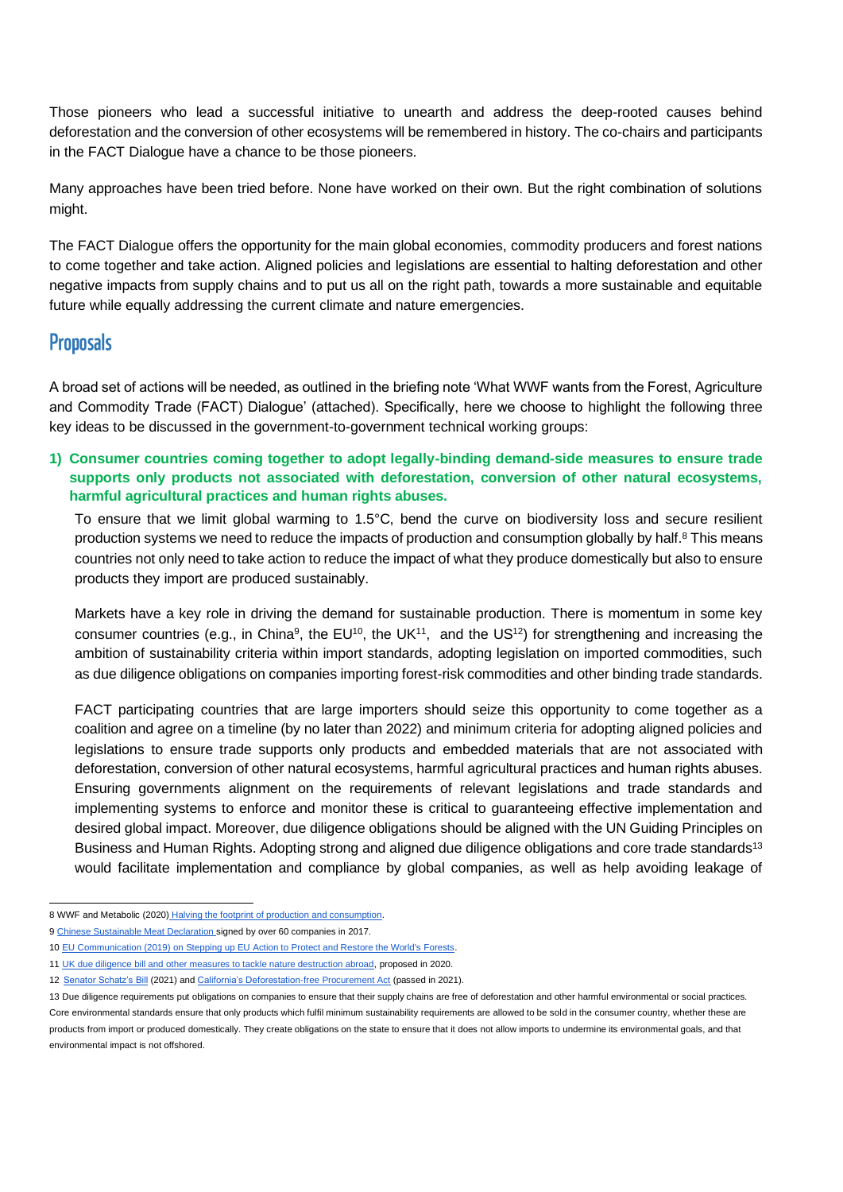Those pioneers who lead a successful initiative to unearth and address the deep-rooted causes behind deforestation and the conversion of other ecosystems will be remembered in history. The co-chairs and participants in the FACT Dialogue have a chance to be those pioneers.

Many approaches have been tried before. None have worked on their own. But the right combination of solutions might.

The FACT Dialogue offers the opportunity for the main global economies, commodity producers and forest nations to come together and take action. Aligned policies and legislations are essential to halting deforestation and other negative impacts from supply chains and to put us all on the right path, towards a more sustainable and equitable future while equally addressing the current climate and nature emergencies.

## Proposals

A broad set of actions will be needed, as outlined in the briefing note 'What WWF wants from the Forest, Agriculture and Commodity Trade (FACT) Dialogue' (attached). Specifically, here we choose to highlight the following three key ideas to be discussed in the government-to-government technical working groups:

1) **Consumer countries coming together to adopt legally-binding demand-side measures to ensure trade supports only products not associated with deforestation, conversion of other natural ecosystems, harmful agricultural practices and human rights abuses.**

   To ensure that we limit global warming to 1.5°C, bend the curve on biodiversity loss and secure resilient production systems we need to reduce the impacts of production and consumption globally by half.[8] This means countries not only need to take action to reduce the impact of what they produce domestically but also to ensure products they import are produced sustainably.

   Markets have a key role in driving the demand for sustainable production. There is momentum in some key consumer countries (e.g., in China[9], the EU[10], the UK[11], and the US[12]) for strengthening and increasing the ambition of sustainability criteria within import standards, adopting legislation on imported commodities, such as due diligence obligations on companies importing forest-risk commodities and other binding trade standards.

   FACT participating countries that are large importers should seize this opportunity to come together as a coalition and agree on a timeline (by no later than 2022) and minimum criteria for adopting aligned policies and legislations to ensure trade supports only products and embedded materials that are not associated with deforestation, conversion of other natural ecosystems, harmful agricultural practices and human rights abuses. Ensuring governments alignment on the requirements of relevant legislations and trade standards and implementing systems to enforce and monitor these is critical to guaranteeing effective implementation and desired global impact. Moreover, due diligence obligations should be aligned with the UN Guiding Principles on Business and Human Rights. Adopting strong and aligned due diligence obligations and core trade standards[13] would facilitate implementation and compliance by global companies, as well as help avoiding leakage of

---

8 WWF and Metabolic (2020) Halving the footprint of production and consumption.

9 Chinese Sustainable Meat Declaration signed by over 60 companies in 2017.

10 EU Communication (2019) on Stepping up EU Action to Protect and Restore the World's Forests.

11 UK due diligence bill and other measures to tackle nature destruction abroad, proposed in 2020.

12 Senator Schatz's Bill (2021) and California's Deforestation-free Procurement Act (passed in 2021).

13 Due diligence requirements put obligations on companies to ensure that their supply chains are free of deforestation and other harmful environmental or social practices. Core environmental standards ensure that only products which fulfil minimum sustainability requirements are allowed to be sold in the consumer country, whether these are products from import or produced domestically. They create obligations on the state to ensure that it does not allow imports to undermine its environmental goals, and that environmental impact is not offshored.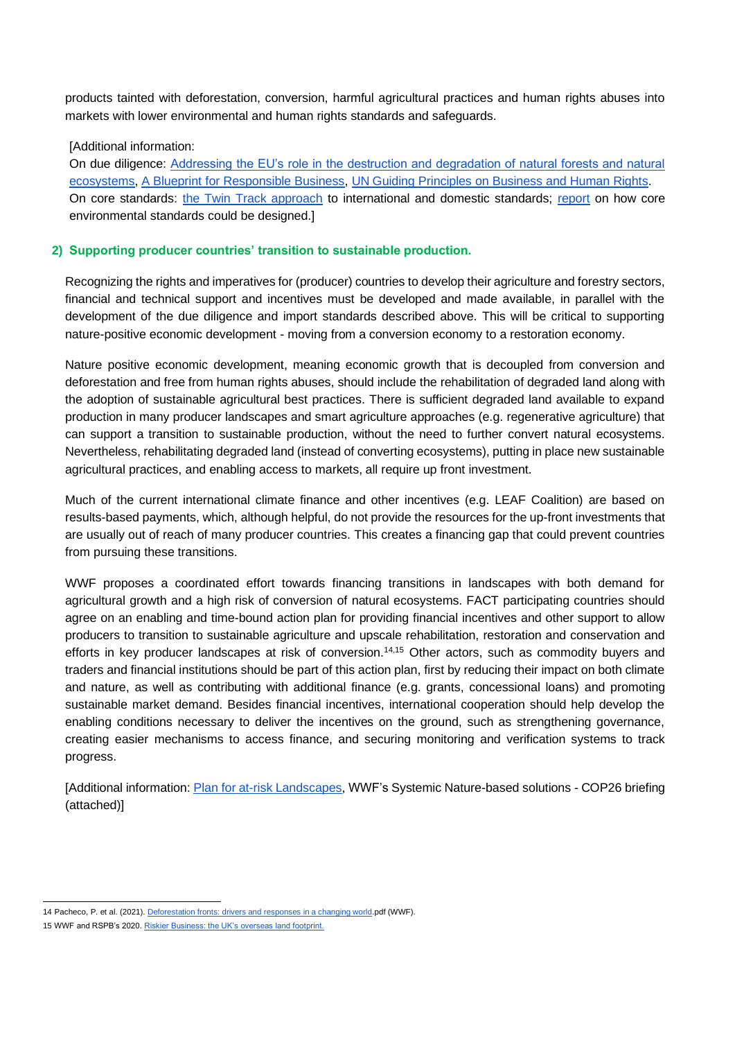products tainted with deforestation, conversion, harmful agricultural practices and human rights abuses into markets with lower environmental and human rights standards and safeguards.

[Additional information:
On due diligence: Addressing the EU's role in the destruction and degradation of natural forests and natural ecosystems, A Blueprint for Responsible Business, UN Guiding Principles on Business and Human Rights.
On core standards: the Twin Track approach to international and domestic standards; report on how core environmental standards could be designed.]

### 2) Supporting producer countries' transition to sustainable production.

Recognizing the rights and imperatives for (producer) countries to develop their agriculture and forestry sectors, financial and technical support and incentives must be developed and made available, in parallel with the development of the due diligence and import standards described above. This will be critical to supporting nature-positive economic development - moving from a conversion economy to a restoration economy.

Nature positive economic development, meaning economic growth that is decoupled from conversion and deforestation and free from human rights abuses, should include the rehabilitation of degraded land along with the adoption of sustainable agricultural best practices. There is sufficient degraded land available to expand production in many producer landscapes and smart agriculture approaches (e.g. regenerative agriculture) that can support a transition to sustainable production, without the need to further convert natural ecosystems. Nevertheless, rehabilitating degraded land (instead of converting ecosystems), putting in place new sustainable agricultural practices, and enabling access to markets, all require up front investment.

Much of the current international climate finance and other incentives (e.g. LEAF Coalition) are based on results-based payments, which, although helpful, do not provide the resources for the up-front investments that are usually out of reach of many producer countries. This creates a financing gap that could prevent countries from pursuing these transitions.

WWF proposes a coordinated effort towards financing transitions in landscapes with both demand for agricultural growth and a high risk of conversion of natural ecosystems. FACT participating countries should agree on an enabling and time-bound action plan for providing financial incentives and other support to allow producers to transition to sustainable agriculture and upscale rehabilitation, restoration and conservation and efforts in key producer landscapes at risk of conversion.[14,15] Other actors, such as commodity buyers and traders and financial institutions should be part of this action plan, first by reducing their impact on both climate and nature, as well as contributing with additional finance (e.g. grants, concessional loans) and promoting sustainable market demand. Besides financial incentives, international cooperation should help develop the enabling conditions necessary to deliver the incentives on the ground, such as strengthening governance, creating easier mechanisms to access finance, and securing monitoring and verification systems to track progress.

[Additional information: Plan for at-risk Landscapes, WWF's Systemic Nature-based solutions - COP26 briefing (attached)]

---

14 Pacheco, P. et al. (2021). Deforestation fronts: drivers and responses in a changing world.pdf (WWF).

15 WWF and RSPB's 2020. Riskier Business: the UK's overseas land footprint.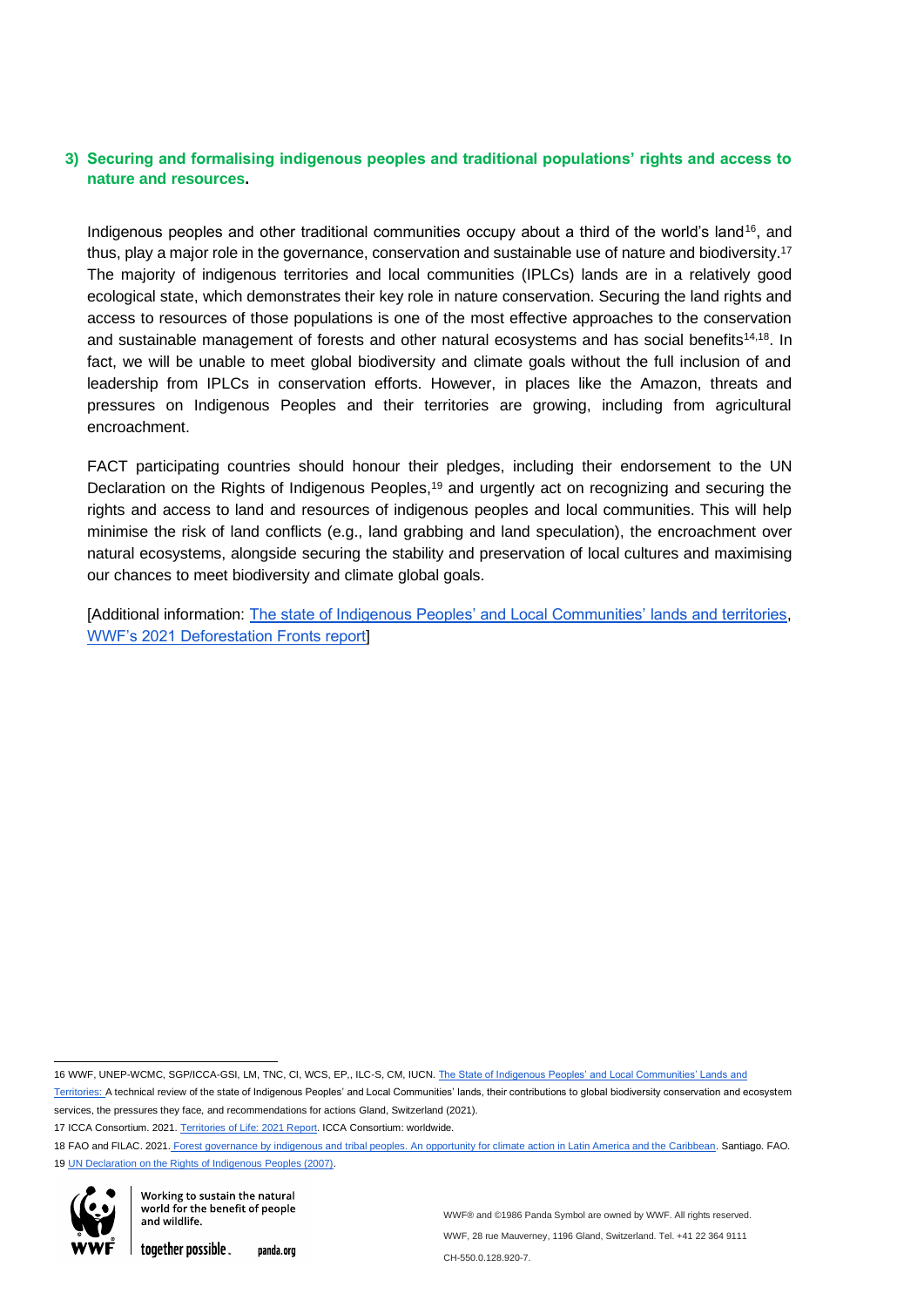### 3) Securing and formalising indigenous peoples and traditional populations' rights and access to nature and resources.

Indigenous peoples and other traditional communities occupy about a third of the world's land[16], and thus, play a major role in the governance, conservation and sustainable use of nature and biodiversity.[17] The majority of indigenous territories and local communities (IPLCs) lands are in a relatively good ecological state, which demonstrates their key role in nature conservation. Securing the land rights and access to resources of those populations is one of the most effective approaches to the conservation and sustainable management of forests and other natural ecosystems and has social benefits[14,18]. In fact, we will be unable to meet global biodiversity and climate goals without the full inclusion of and leadership from IPLCs in conservation efforts. However, in places like the Amazon, threats and pressures on Indigenous Peoples and their territories are growing, including from agricultural encroachment.

FACT participating countries should honour their pledges, including their endorsement to the UN Declaration on the Rights of Indigenous Peoples,[19] and urgently act on recognizing and securing the rights and access to land and resources of indigenous peoples and local communities. This will help minimise the risk of land conflicts (e.g., land grabbing and land speculation), the encroachment over natural ecosystems, alongside securing the stability and preservation of local cultures and maximising our chances to meet biodiversity and climate global goals.

[Additional information: The state of Indigenous Peoples' and Local Communities' lands and territories, WWF's 2021 Deforestation Fronts report]

---

16 WWF, UNEP-WCMC, SGP/ICCA-GSI, LM, TNC, CI, WCS, EP,, ILC-S, CM, IUCN. The State of Indigenous Peoples' and Local Communities' Lands and Territories: A technical review of the state of Indigenous Peoples' and Local Communities' lands, their contributions to global biodiversity conservation and ecosystem services, the pressures they face, and recommendations for actions Gland, Switzerland (2021).

17 ICCA Consortium. 2021. Territories of Life: 2021 Report. ICCA Consortium: worldwide.

18 FAO and FILAC. 2021. Forest governance by indigenous and tribal peoples. An opportunity for climate action in Latin America and the Caribbean. Santiago. FAO.

19 UN Declaration on the Rights of Indigenous Peoples (2007).